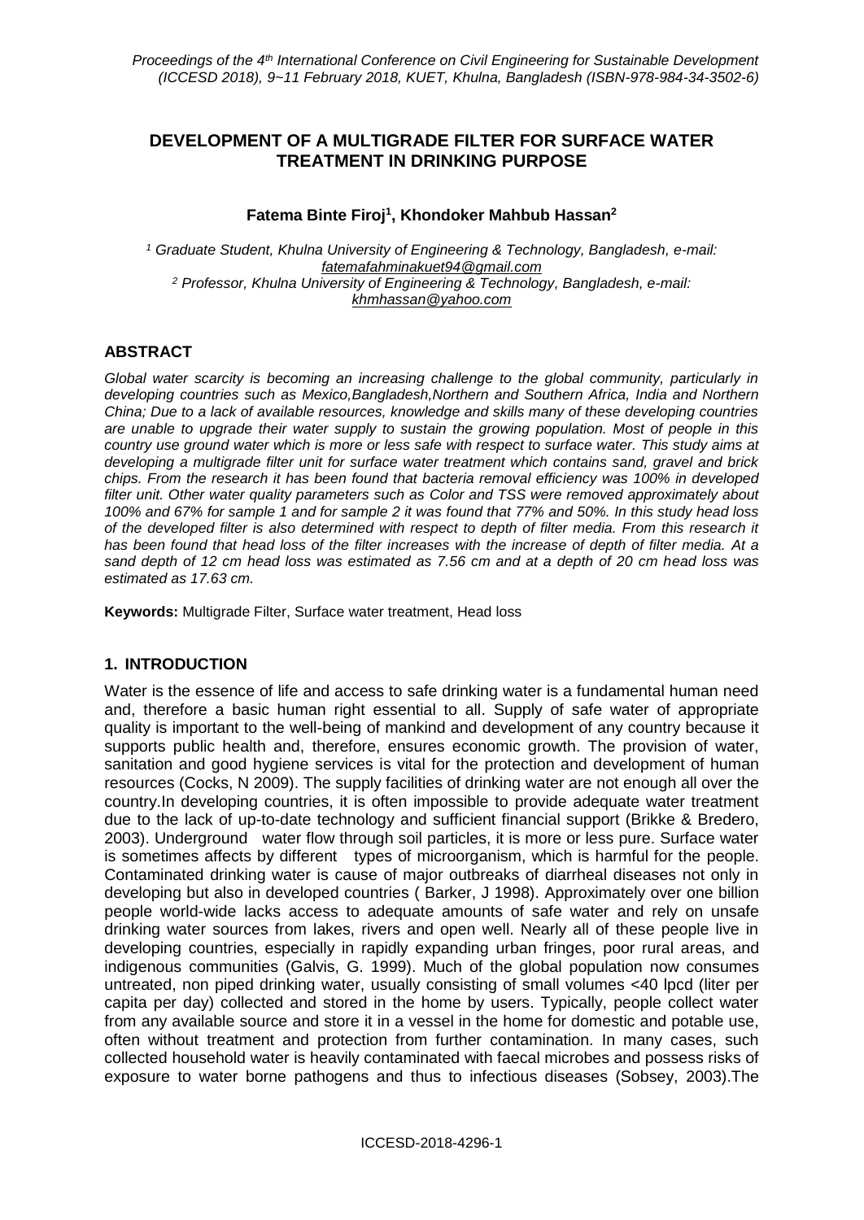# DEVELOPMENT OF A MULTIGRADE FILTER FOR SURFACE WATER TREATMENT IN DRINKING PURPOSE

**Fatema Binte Firoj[1], Khondoker Mahbub Hassan[2]**

[1] Graduate Student, Khulna University of Engineering & Technology, Bangladesh, e-mail: fatemafahminakuet94@gmail.com
[2] Professor, Khulna University of Engineering & Technology, Bangladesh, e-mail: khmhassan@yahoo.com

## ABSTRACT

*Global water scarcity is becoming an increasing challenge to the global community, particularly in developing countries such as Mexico,Bangladesh,Northern and Southern Africa, India and Northern China; Due to a lack of available resources, knowledge and skills many of these developing countries are unable to upgrade their water supply to sustain the growing population. Most of people in this country use ground water which is more or less safe with respect to surface water. This study aims at developing a multigrade filter unit for surface water treatment which contains sand, gravel and brick chips. From the research it has been found that bacteria removal efficiency was 100% in developed filter unit. Other water quality parameters such as Color and TSS were removed approximately about 100% and 67% for sample 1 and for sample 2 it was found that 77% and 50%. In this study head loss of the developed filter is also determined with respect to depth of filter media. From this research it has been found that head loss of the filter increases with the increase of depth of filter media. At a sand depth of 12 cm head loss was estimated as 7.56 cm and at a depth of 20 cm head loss was estimated as 17.63 cm.*

**Keywords:** Multigrade Filter, Surface water treatment, Head loss

## 1. INTRODUCTION

Water is the essence of life and access to safe drinking water is a fundamental human need and, therefore a basic human right essential to all. Supply of safe water of appropriate quality is important to the well-being of mankind and development of any country because it supports public health and, therefore, ensures economic growth. The provision of water, sanitation and good hygiene services is vital for the protection and development of human resources (Cocks, N 2009). The supply facilities of drinking water are not enough all over the country.In developing countries, it is often impossible to provide adequate water treatment due to the lack of up-to-date technology and sufficient financial support (Brikke & Bredero, 2003). Underground water flow through soil particles, it is more or less pure. Surface water is sometimes affects by different types of microorganism, which is harmful for the people. Contaminated drinking water is cause of major outbreaks of diarrheal diseases not only in developing but also in developed countries ( Barker, J 1998). Approximately over one billion people world-wide lacks access to adequate amounts of safe water and rely on unsafe drinking water sources from lakes, rivers and open well. Nearly all of these people live in developing countries, especially in rapidly expanding urban fringes, poor rural areas, and indigenous communities (Galvis, G. 1999). Much of the global population now consumes untreated, non piped drinking water, usually consisting of small volumes <40 lpcd (liter per capita per day) collected and stored in the home by users. Typically, people collect water from any available source and store it in a vessel in the home for domestic and potable use, often without treatment and protection from further contamination. In many cases, such collected household water is heavily contaminated with faecal microbes and possess risks of exposure to water borne pathogens and thus to infectious diseases (Sobsey, 2003).The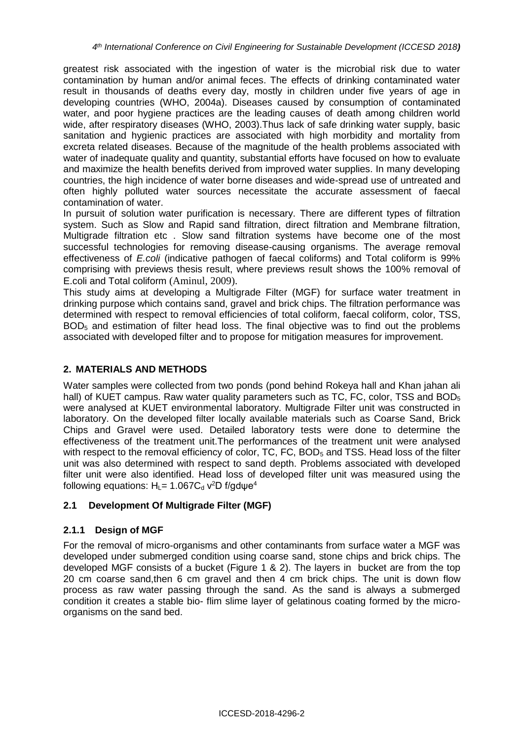greatest risk associated with the ingestion of water is the microbial risk due to water contamination by human and/or animal feces. The effects of drinking contaminated water result in thousands of deaths every day, mostly in children under five years of age in developing countries (WHO, 2004a). Diseases caused by consumption of contaminated water, and poor hygiene practices are the leading causes of death among children world wide, after respiratory diseases (WHO, 2003).Thus lack of safe drinking water supply, basic sanitation and hygienic practices are associated with high morbidity and mortality from excreta related diseases. Because of the magnitude of the health problems associated with water of inadequate quality and quantity, substantial efforts have focused on how to evaluate and maximize the health benefits derived from improved water supplies. In many developing countries, the high incidence of water borne diseases and wide-spread use of untreated and often highly polluted water sources necessitate the accurate assessment of faecal contamination of water.

In pursuit of solution water purification is necessary. There are different types of filtration system. Such as Slow and Rapid sand filtration, direct filtration and Membrane filtration, Multigrade filtration etc . Slow sand filtration systems have become one of the most successful technologies for removing disease-causing organisms. The average removal effectiveness of *E.coli* (indicative pathogen of faecal coliforms) and Total coliform is 99% comprising with previews thesis result, where previews result shows the 100% removal of E.coli and Total coliform (Aminul, 2009).

This study aims at developing a Multigrade Filter (MGF) for surface water treatment in drinking purpose which contains sand, gravel and brick chips. The filtration performance was determined with respect to removal efficiencies of total coliform, faecal coliform, color, TSS, $BOD_5$ and estimation of filter head loss. The final objective was to find out the problems associated with developed filter and to propose for mitigation measures for improvement.

## 2. MATERIALS AND METHODS

Water samples were collected from two ponds (pond behind Rokeya hall and Khan jahan ali hall) of KUET campus. Raw water quality parameters such as TC, FC, color, TSS and $BOD_5$ were analysed at KUET environmental laboratory. Multigrade Filter unit was constructed in laboratory. On the developed filter locally available materials such as Coarse Sand, Brick Chips and Gravel were used. Detailed laboratory tests were done to determine the effectiveness of the treatment unit.The performances of the treatment unit were analysed with respect to the removal efficiency of color, TC, FC, $BOD_5$ and TSS. Head loss of the filter unit was also determined with respect to sand depth. Problems associated with developed filter unit were also identified. Head loss of developed filter unit was measured using the following equations: $H_L = 1.067C_d\, v^2 D\, f/gd\psi e^4$

### 2.1 Development Of Multigrade Filter (MGF)

#### 2.1.1 Design of MGF

For the removal of micro-organisms and other contaminants from surface water a MGF was developed under submerged condition using coarse sand, stone chips and brick chips. The developed MGF consists of a bucket (Figure 1 & 2). The layers in bucket are from the top 20 cm coarse sand,then 6 cm gravel and then 4 cm brick chips. The unit is down flow process as raw water passing through the sand. As the sand is always a submerged condition it creates a stable bio- flim slime layer of gelatinous coating formed by the micro-organisms on the sand bed.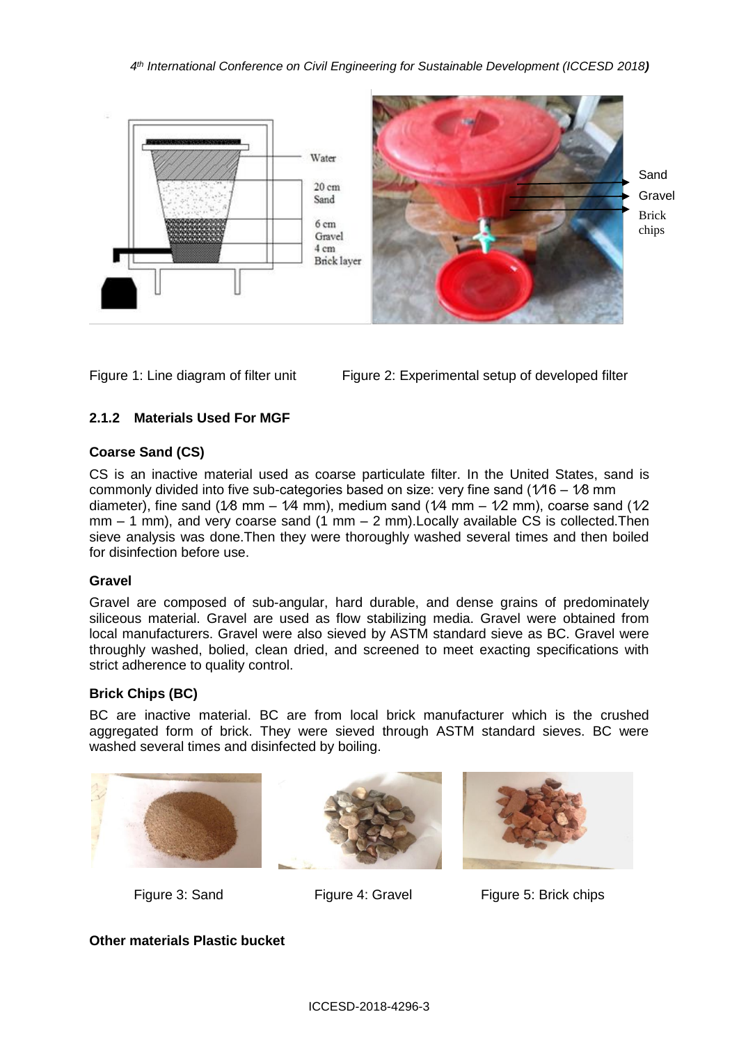Figure 1: Line diagram of filter unit

Figure 2: Experimental setup of developed filter

### 2.1.2 Materials Used For MGF

**Coarse Sand (CS)**

CS is an inactive material used as coarse particulate filter. In the United States, sand is commonly divided into five sub-categories based on size: very fine sand (1⁄16 – 1⁄8 mm diameter), fine sand (1⁄8 mm – 1⁄4 mm), medium sand (1⁄4 mm – 1⁄2 mm), coarse sand (1⁄2 mm – 1 mm), and very coarse sand (1 mm – 2 mm).Locally available CS is collected.Then sieve analysis was done.Then they were thoroughly washed several times and then boiled for disinfection before use.

**Gravel**

Gravel are composed of sub-angular, hard durable, and dense grains of predominately siliceous material. Gravel are used as flow stabilizing media. Gravel were obtained from local manufacturers. Gravel were also sieved by ASTM standard sieve as BC. Gravel were throughly washed, bolied, clean dried, and screened to meet exacting specifications with strict adherence to quality control.

**Brick Chips (BC)**

BC are inactive material. BC are from local brick manufacturer which is the crushed aggregated form of brick. They were sieved through ASTM standard sieves. BC were washed several times and disinfected by boiling.

Figure 3: Sand

Figure 4: Gravel

Figure 5: Brick chips

**Other materials Plastic bucket**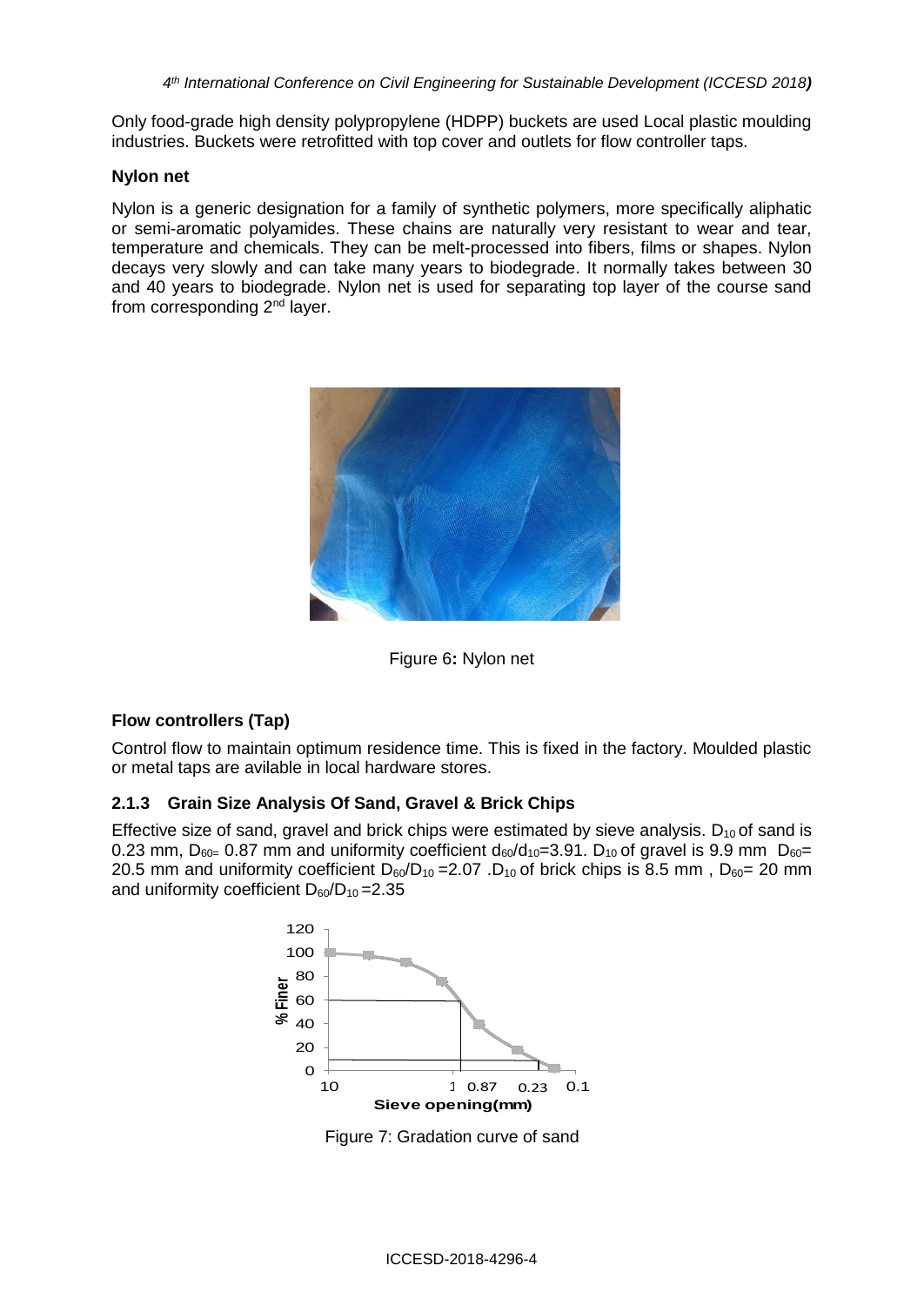Only food-grade high density polypropylene (HDPP) buckets are used Local plastic moulding industries. Buckets were retrofitted with top cover and outlets for flow controller taps.

**Nylon net**

Nylon is a generic designation for a family of synthetic polymers, more specifically aliphatic or semi-aromatic polyamides. These chains are naturally very resistant to wear and tear, temperature and chemicals. They can be melt-processed into fibers, films or shapes. Nylon decays very slowly and can take many years to biodegrade. It normally takes between 30 and 40 years to biodegrade. Nylon net is used for separating top layer of the course sand from corresponding 2[nd] layer.

Figure 6**:** Nylon net

**Flow controllers (Tap)**

Control flow to maintain optimum residence time. This is fixed in the factory. Moulded plastic or metal taps are avilable in local hardware stores.

### 2.1.3 Grain Size Analysis Of Sand, Gravel & Brick Chips

Effective size of sand, gravel and brick chips were estimated by sieve analysis. $D_{10}$ of sand is 0.23 mm, $D_{60}$= 0.87 mm and uniformity coefficient $d_{60}/d_{10}$=3.91. $D_{10}$ of gravel is 9.9 mm $D_{60}$= 20.5 mm and uniformity coefficient $D_{60}/D_{10}$ =2.07 .$D_{10}$ of brick chips is 8.5 mm , $D_{60}$= 20 mm and uniformity coefficient $D_{60}/D_{10}$ =2.35

Figure 7: Gradation curve of sand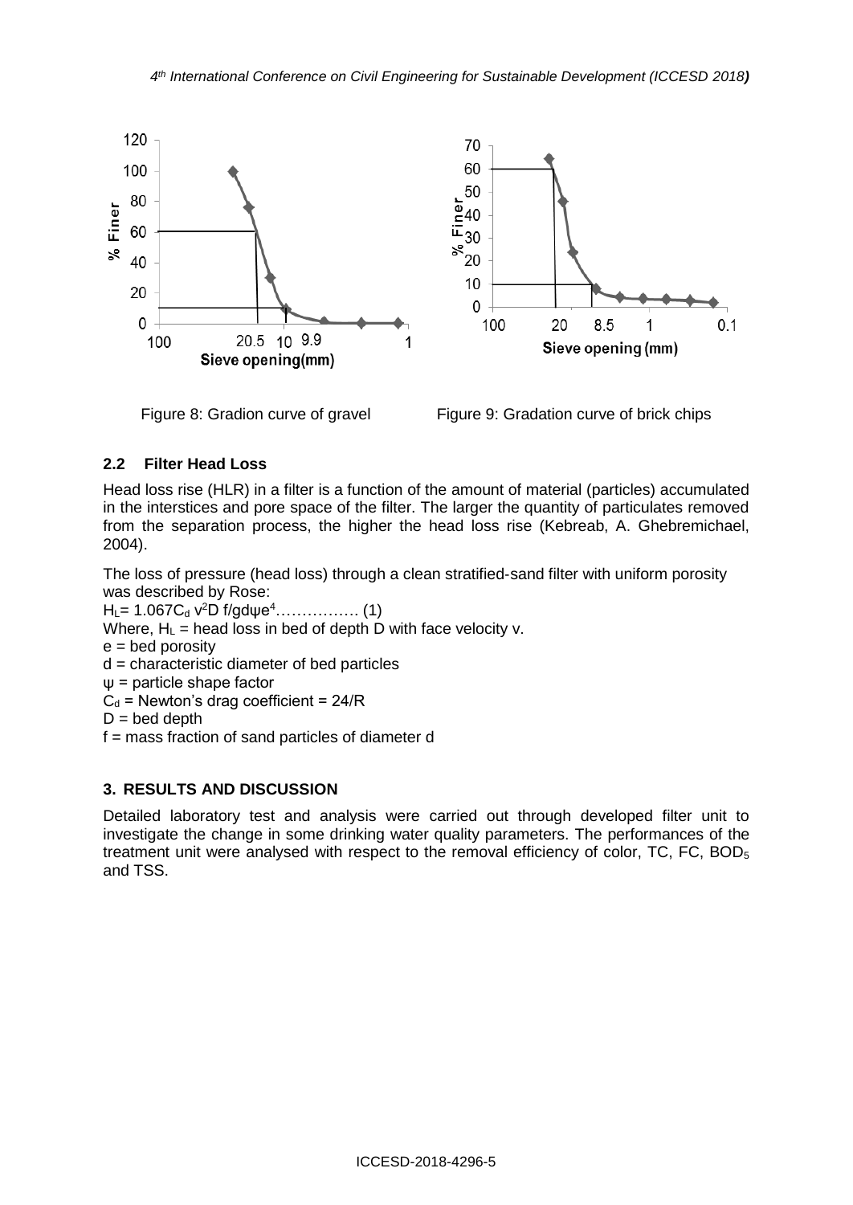Figure 8: Gradion curve of gravel

Figure 9: Gradation curve of brick chips

### 2.2 Filter Head Loss

Head loss rise (HLR) in a filter is a function of the amount of material (particles) accumulated in the interstices and pore space of the filter. The larger the quantity of particulates removed from the separation process, the higher the head loss rise (Kebreab, A. Ghebremichael, 2004).

The loss of pressure (head loss) through a clean stratified-sand filter with uniform porosity was described by Rose:

$H_L = 1.067 C_d\, v^2 D\, f / g d \psi e^4$……………. (1)

Where, $H_L$ = head loss in bed of depth D with face velocity v.

e = bed porosity

d = characteristic diameter of bed particles

ψ = particle shape factor

$C_d$ = Newton's drag coefficient = 24/R

D = bed depth

f = mass fraction of sand particles of diameter d

## 3. RESULTS AND DISCUSSION

Detailed laboratory test and analysis were carried out through developed filter unit to investigate the change in some drinking water quality parameters. The performances of the treatment unit were analysed with respect to the removal efficiency of color, TC, FC, $BOD_5$ and TSS.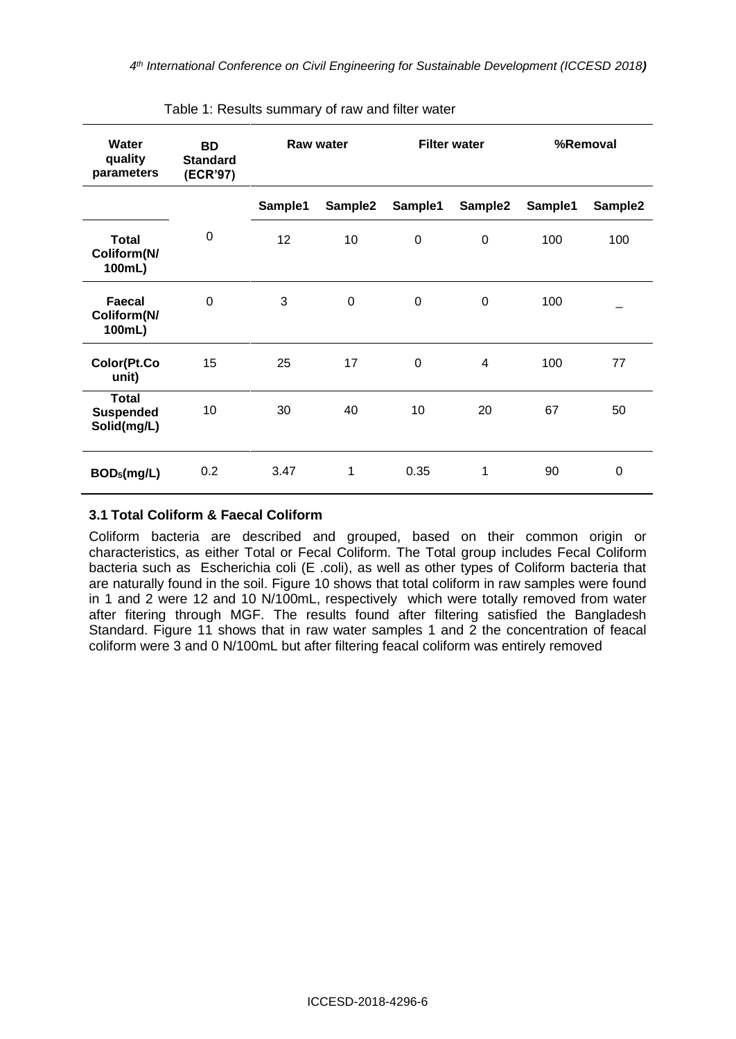Table 1: Results summary of raw and filter water

| Water quality parameters | BD Standard (ECR'97) | Raw water | | Filter water | | %Removal | |
|---|---|---|---|---|---|---|---|
| | | Sample1 | Sample2 | Sample1 | Sample2 | Sample1 | Sample2 |
| Total Coliform(N/ 100mL) | 0 | 12 | 10 | 0 | 0 | 100 | 100 |
| Faecal Coliform(N/ 100mL) | 0 | 3 | 0 | 0 | 0 | 100 | _ |
| Color(Pt.Co unit) | 15 | 25 | 17 | 0 | 4 | 100 | 77 |
| Total Suspended Solid(mg/L) | 10 | 30 | 40 | 10 | 20 | 67 | 50 |
| $BOD_5$(mg/L) | 0.2 | 3.47 | 1 | 0.35 | 1 | 90 | 0 |

### 3.1 Total Coliform & Faecal Coliform

Coliform bacteria are described and grouped, based on their common origin or characteristics, as either Total or Fecal Coliform. The Total group includes Fecal Coliform bacteria such as Escherichia coli (E .coli), as well as other types of Coliform bacteria that are naturally found in the soil. Figure 10 shows that total coliform in raw samples were found in 1 and 2 were 12 and 10 N/100mL, respectively which were totally removed from water after fitering through MGF. The results found after filtering satisfied the Bangladesh Standard. Figure 11 shows that in raw water samples 1 and 2 the concentration of feacal coliform were 3 and 0 N/100mL but after filtering feacal coliform was entirely removed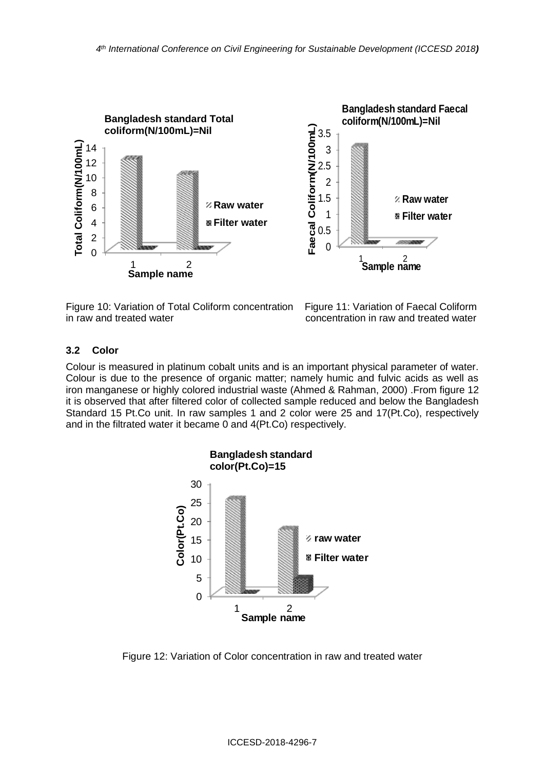Figure 10: Variation of Total Coliform concentration in raw and treated water

Figure 11: Variation of Faecal Coliform concentration in raw and treated water

### 3.2 Color

Colour is measured in platinum cobalt units and is an important physical parameter of water. Colour is due to the presence of organic matter; namely humic and fulvic acids as well as iron manganese or highly colored industrial waste (Ahmed & Rahman, 2000) .From figure 12 it is observed that after filtered color of collected sample reduced and below the Bangladesh Standard 15 Pt.Co unit. In raw samples 1 and 2 color were 25 and 17(Pt.Co), respectively and in the filtrated water it became 0 and 4(Pt.Co) respectively.

Figure 12: Variation of Color concentration in raw and treated water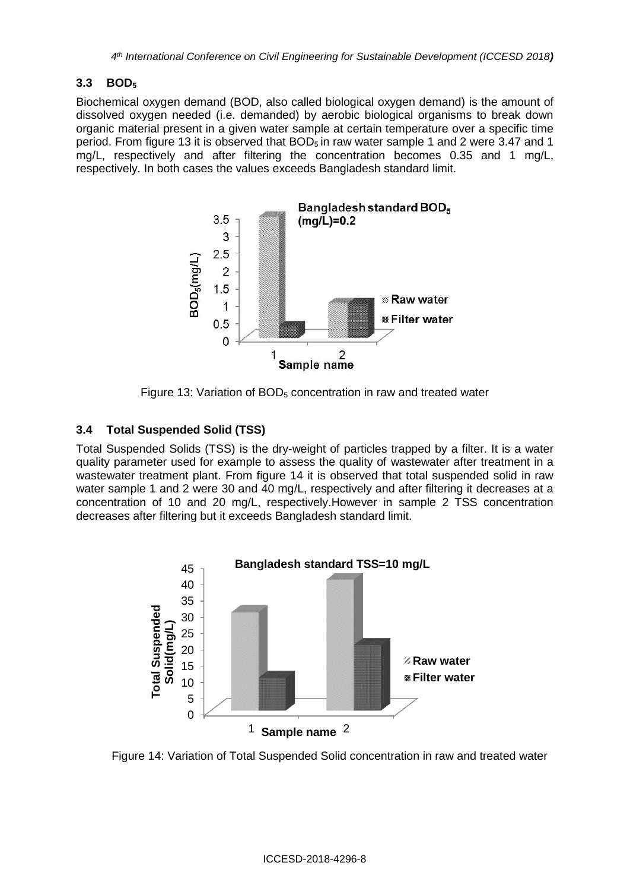### 3.3 $BOD_5$

Biochemical oxygen demand (BOD, also called biological oxygen demand) is the amount of dissolved oxygen needed (i.e. demanded) by aerobic biological organisms to break down organic material present in a given water sample at certain temperature over a specific time period. From figure 13 it is observed that $BOD_5$ in raw water sample 1 and 2 were 3.47 and 1 mg/L, respectively and after filtering the concentration becomes 0.35 and 1 mg/L, respectively. In both cases the values exceeds Bangladesh standard limit.

Figure 13: Variation of $BOD_5$ concentration in raw and treated water

### 3.4 Total Suspended Solid (TSS)

Total Suspended Solids (TSS) is the dry-weight of particles trapped by a filter. It is a water quality parameter used for example to assess the quality of wastewater after treatment in a wastewater treatment plant. From figure 14 it is observed that total suspended solid in raw water sample 1 and 2 were 30 and 40 mg/L, respectively and after filtering it decreases at a concentration of 10 and 20 mg/L, respectively.However in sample 2 TSS concentration decreases after filtering but it exceeds Bangladesh standard limit.

Figure 14: Variation of Total Suspended Solid concentration in raw and treated water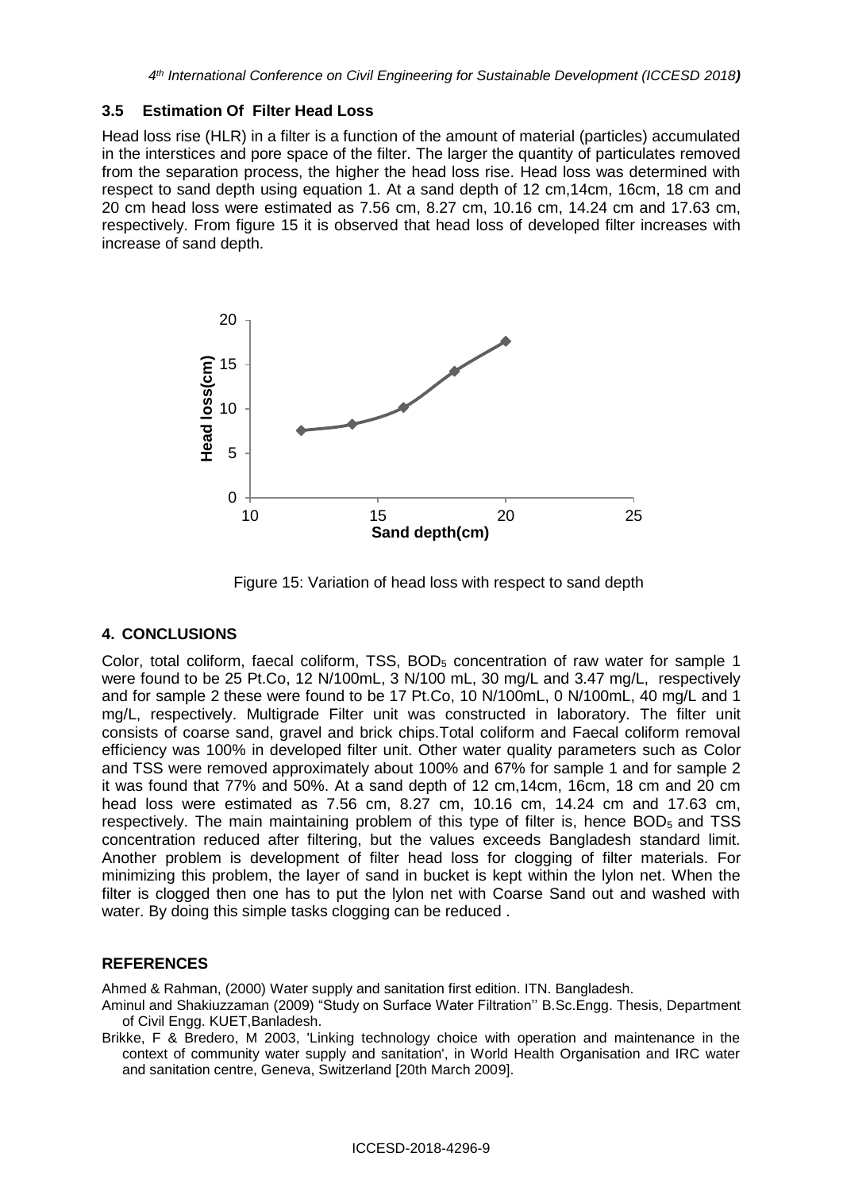### 3.5 Estimation Of Filter Head Loss

Head loss rise (HLR) in a filter is a function of the amount of material (particles) accumulated in the interstices and pore space of the filter. The larger the quantity of particulates removed from the separation process, the higher the head loss rise. Head loss was determined with respect to sand depth using equation 1. At a sand depth of 12 cm,14cm, 16cm, 18 cm and 20 cm head loss were estimated as 7.56 cm, 8.27 cm, 10.16 cm, 14.24 cm and 17.63 cm, respectively. From figure 15 it is observed that head loss of developed filter increases with increase of sand depth.

Figure 15: Variation of head loss with respect to sand depth

## 4. CONCLUSIONS

Color, total coliform, faecal coliform, TSS, $BOD_5$ concentration of raw water for sample 1 were found to be 25 Pt.Co, 12 N/100mL, 3 N/100 mL, 30 mg/L and 3.47 mg/L, respectively and for sample 2 these were found to be 17 Pt.Co, 10 N/100mL, 0 N/100mL, 40 mg/L and 1 mg/L, respectively. Multigrade Filter unit was constructed in laboratory. The filter unit consists of coarse sand, gravel and brick chips.Total coliform and Faecal coliform removal efficiency was 100% in developed filter unit. Other water quality parameters such as Color and TSS were removed approximately about 100% and 67% for sample 1 and for sample 2 it was found that 77% and 50%. At a sand depth of 12 cm,14cm, 16cm, 18 cm and 20 cm head loss were estimated as 7.56 cm, 8.27 cm, 10.16 cm, 14.24 cm and 17.63 cm, respectively. The main maintaining problem of this type of filter is, hence $BOD_5$ and TSS concentration reduced after filtering, but the values exceeds Bangladesh standard limit. Another problem is development of filter head loss for clogging of filter materials. For minimizing this problem, the layer of sand in bucket is kept within the lylon net. When the filter is clogged then one has to put the lylon net with Coarse Sand out and washed with water. By doing this simple tasks clogging can be reduced .

## REFERENCES

Ahmed & Rahman, (2000) Water supply and sanitation first edition. ITN. Bangladesh.

Aminul and Shakiuzzaman (2009) "Study on Surface Water Filtration'' B.Sc.Engg. Thesis, Department of Civil Engg. KUET,Banladesh.

Brikke, F & Bredero, M 2003, 'Linking technology choice with operation and maintenance in the context of community water supply and sanitation', in World Health Organisation and IRC water and sanitation centre, Geneva, Switzerland [20th March 2009].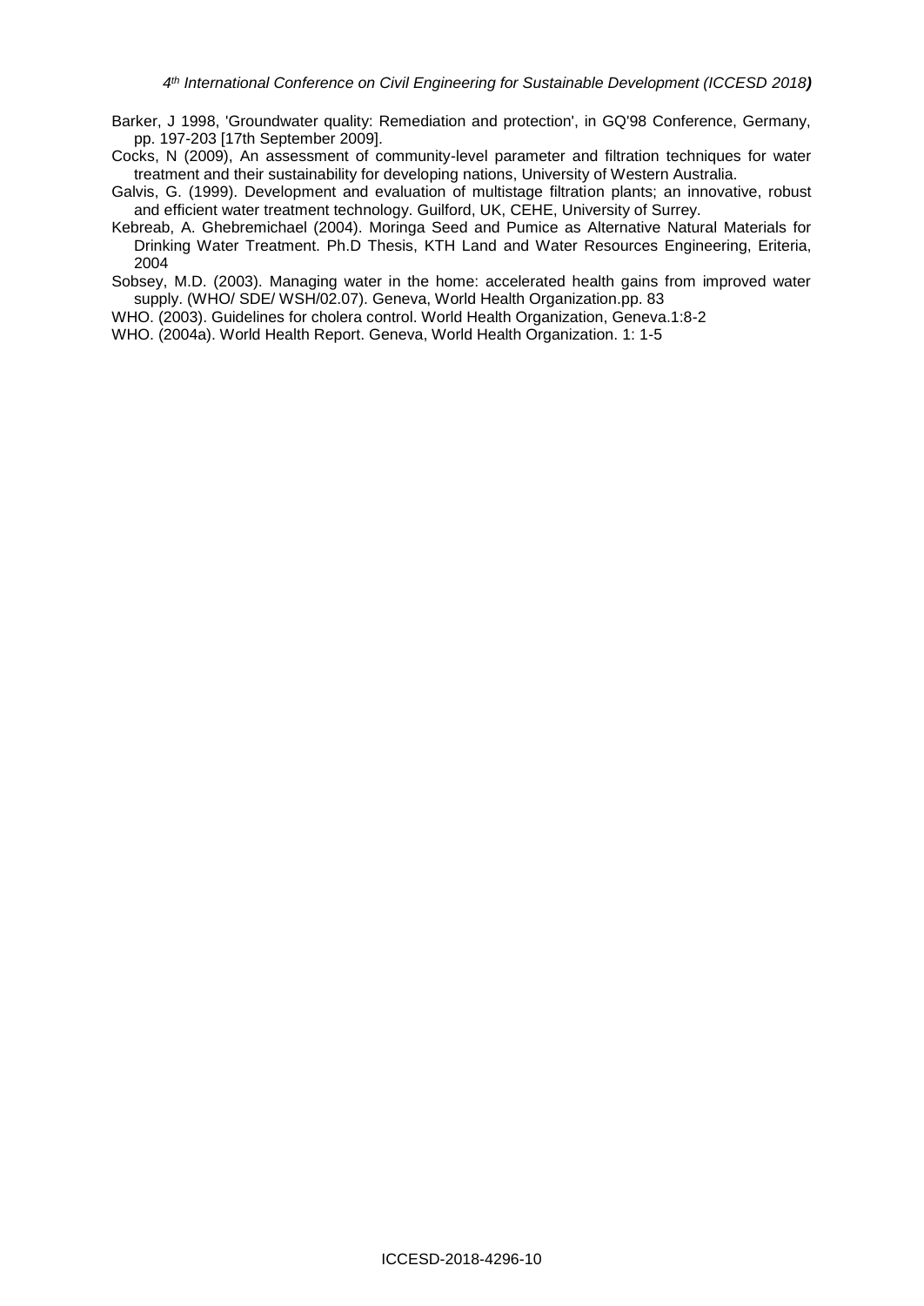Barker, J 1998, 'Groundwater quality: Remediation and protection', in GQ'98 Conference, Germany, pp. 197-203 [17th September 2009].

Cocks, N (2009), An assessment of community-level parameter and filtration techniques for water treatment and their sustainability for developing nations, University of Western Australia.

Galvis, G. (1999). Development and evaluation of multistage filtration plants; an innovative, robust and efficient water treatment technology. Guilford, UK, CEHE, University of Surrey.

Kebreab, A. Ghebremichael (2004). Moringa Seed and Pumice as Alternative Natural Materials for Drinking Water Treatment. Ph.D Thesis, KTH Land and Water Resources Engineering, Eriteria, 2004

Sobsey, M.D. (2003). Managing water in the home: accelerated health gains from improved water supply. (WHO/ SDE/ WSH/02.07). Geneva, World Health Organization.pp. 83

WHO. (2003). Guidelines for cholera control. World Health Organization, Geneva.1:8-2

WHO. (2004a). World Health Report. Geneva, World Health Organization. 1: 1-5